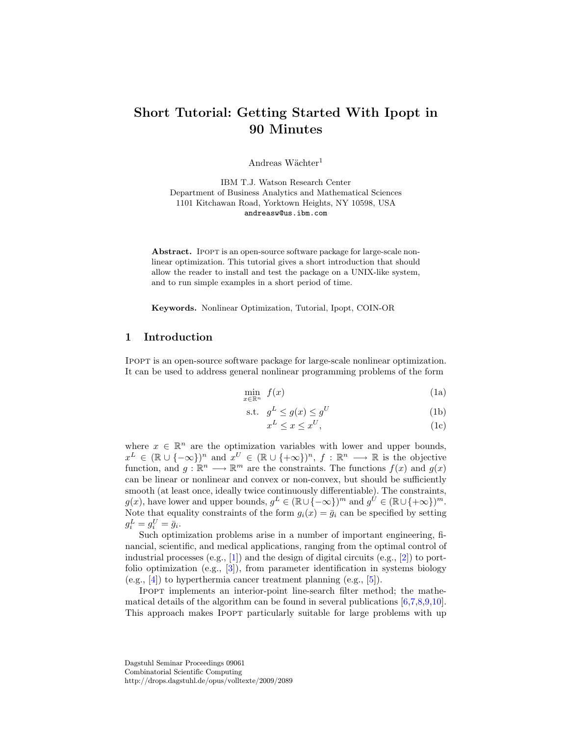# Short Tutorial: Getting Started With Ipopt in 90 Minutes

Andreas Wächter[1]

IBM T.J. Watson Research Center
Department of Business Analytics and Mathematical Sciences
1101 Kitchawan Road, Yorktown Heights, NY 10598, USA
andreasw@us.ibm.com

**Abstract.** IPOPT is an open-source software package for large-scale nonlinear optimization. This tutorial gives a short introduction that should allow the reader to install and test the package on a UNIX-like system, and to run simple examples in a short period of time.

**Keywords.** Nonlinear Optimization, Tutorial, Ipopt, COIN-OR

## 1 Introduction

IPOPT is an open-source software package for large-scale nonlinear optimization. It can be used to address general nonlinear programming problems of the form

$$\min_{x \in \mathbb{R}^n} \quad f(x) \tag{1a}$$

$$\text{s.t.} \quad g^L \le g(x) \le g^U \tag{1b}$$

$$x^L \le x \le x^U, \tag{1c}$$

where $x \in \mathbb{R}^n$ are the optimization variables with lower and upper bounds, $x^L \in (\mathbb{R} \cup \{-\infty\})^n$ and $x^U \in (\mathbb{R} \cup \{+\infty\})^n$, $f : \mathbb{R}^n \longrightarrow \mathbb{R}$ is the objective function, and $g : \mathbb{R}^n \longrightarrow \mathbb{R}^m$ are the constraints. The functions $f(x)$ and $g(x)$ can be linear or nonlinear and convex or non-convex, but should be sufficiently smooth (at least once, ideally twice continuously differentiable). The constraints, $g(x)$, have lower and upper bounds, $g^L \in (\mathbb{R} \cup \{-\infty\})^m$ and $g^U \in (\mathbb{R} \cup \{+\infty\})^m$. Note that equality constraints of the form $g_i(x) = \bar{g}_i$ can be specified by setting $g_i^L = g_i^U = \bar{g}_i$.

Such optimization problems arise in a number of important engineering, financial, scientific, and medical applications, ranging from the optimal control of industrial processes (e.g., [1]) and the design of digital circuits (e.g., [2]) to portfolio optimization (e.g., [3]), from parameter identification in systems biology (e.g., [4]) to hyperthermia cancer treatment planning (e.g., [5]).

IPOPT implements an interior-point line-search filter method; the mathematical details of the algorithm can be found in several publications [6,7,8,9,10]. This approach makes IPOPT particularly suitable for large problems with up

Dagstuhl Seminar Proceedings 09061
Combinatorial Scientific Computing
http://drops.dagstuhl.de/opus/volltexte/2009/2089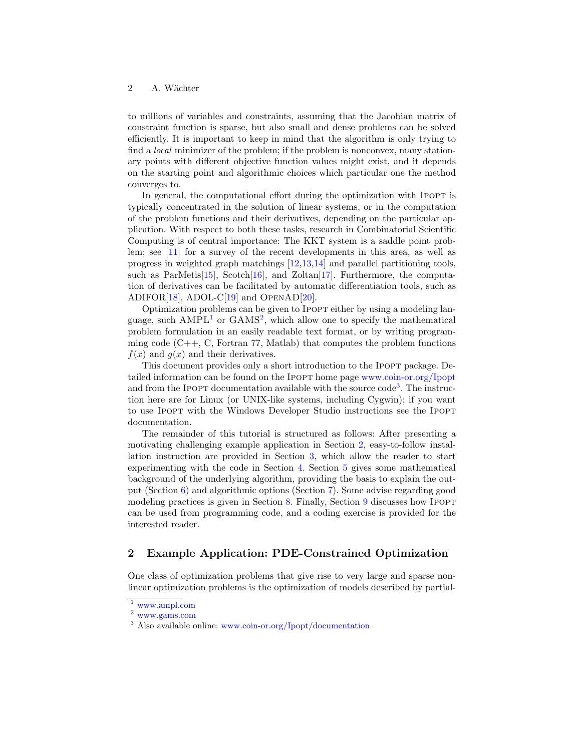to millions of variables and constraints, assuming that the Jacobian matrix of constraint function is sparse, but also small and dense problems can be solved efficiently. It is important to keep in mind that the algorithm is only trying to find a *local* minimizer of the problem; if the problem is nonconvex, many stationary points with different objective function values might exist, and it depends on the starting point and algorithmic choices which particular one the method converges to.

In general, the computational effort during the optimization with IPOPT is typically concentrated in the solution of linear systems, or in the computation of the problem functions and their derivatives, depending on the particular application. With respect to both these tasks, research in Combinatorial Scientific Computing is of central importance: The KKT system is a saddle point problem; see [11] for a survey of the recent developments in this area, as well as progress in weighted graph matchings [12,13,14] and parallel partitioning tools, such as ParMetis[15], Scotch[16], and Zoltan[17]. Furthermore, the computation of derivatives can be facilitated by automatic differentiation tools, such as ADIFOR[18], ADOL-C[19] and OPENAD[20].

Optimization problems can be given to IPOPT either by using a modeling language, such AMPL[1] or GAMS[2], which allow one to specify the mathematical problem formulation in an easily readable text format, or by writing programming code (C++, C, Fortran 77, Matlab) that computes the problem functions $f(x)$ and $g(x)$ and their derivatives.

This document provides only a short introduction to the IPOPT package. Detailed information can be found on the IPOPT home page www.coin-or.org/Ipopt and from the IPOPT documentation available with the source code[3]. The instruction here are for Linux (or UNIX-like systems, including Cygwin); if you want to use IPOPT with the Windows Developer Studio instructions see the IPOPT documentation.

The remainder of this tutorial is structured as follows: After presenting a motivating challenging example application in Section 2, easy-to-follow installation instruction are provided in Section 3, which allow the reader to start experimenting with the code in Section 4. Section 5 gives some mathematical background of the underlying algorithm, providing the basis to explain the output (Section 6) and algorithmic options (Section 7). Some advise regarding good modeling practices is given in Section 8. Finally, Section 9 discusses how IPOPT can be used from programming code, and a coding exercise is provided for the interested reader.

## 2 Example Application: PDE-Constrained Optimization

One class of optimization problems that give rise to very large and sparse nonlinear optimization problems is the optimization of models described by partial-

---

[1] www.ampl.com

[2] www.gams.com

[3] Also available online: www.coin-or.org/Ipopt/documentation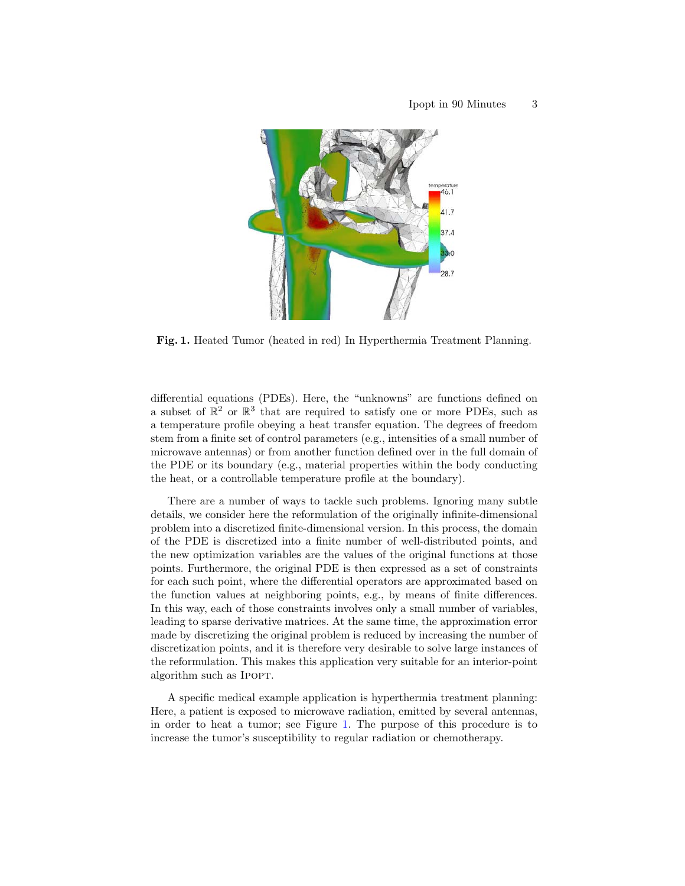**Fig. 1.** Heated Tumor (heated in red) In Hyperthermia Treatment Planning.

differential equations (PDEs). Here, the "unknowns" are functions defined on a subset of $\mathbb{R}^2$ or $\mathbb{R}^3$ that are required to satisfy one or more PDEs, such as a temperature profile obeying a heat transfer equation. The degrees of freedom stem from a finite set of control parameters (e.g., intensities of a small number of microwave antennas) or from another function defined over in the full domain of the PDE or its boundary (e.g., material properties within the body conducting the heat, or a controllable temperature profile at the boundary).

There are a number of ways to tackle such problems. Ignoring many subtle details, we consider here the reformulation of the originally infinite-dimensional problem into a discretized finite-dimensional version. In this process, the domain of the PDE is discretized into a finite number of well-distributed points, and the new optimization variables are the values of the original functions at those points. Furthermore, the original PDE is then expressed as a set of constraints for each such point, where the differential operators are approximated based on the function values at neighboring points, e.g., by means of finite differences. In this way, each of those constraints involves only a small number of variables, leading to sparse derivative matrices. At the same time, the approximation error made by discretizing the original problem is reduced by increasing the number of discretization points, and it is therefore very desirable to solve large instances of the reformulation. This makes this application very suitable for an interior-point algorithm such as Ipopt.

A specific medical example application is hyperthermia treatment planning: Here, a patient is exposed to microwave radiation, emitted by several antennas, in order to heat a tumor; see Figure 1. The purpose of this procedure is to increase the tumor's susceptibility to regular radiation or chemotherapy.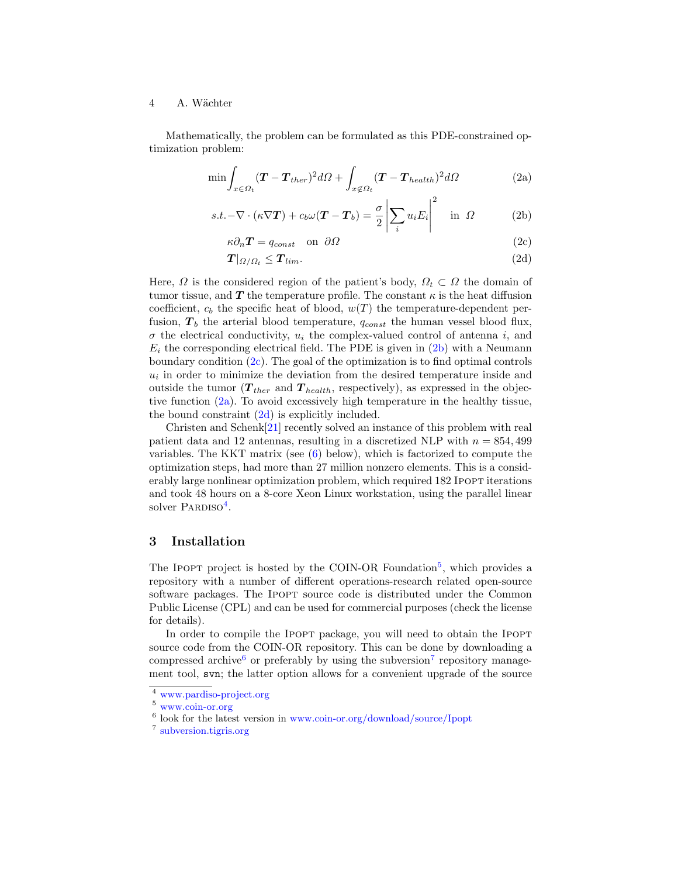Mathematically, the problem can be formulated as this PDE-constrained optimization problem:

$$\min \int_{x \in \Omega_t} (\boldsymbol{T} - \boldsymbol{T}_{ther})^2 d\Omega + \int_{x \notin \Omega_t} (\boldsymbol{T} - \boldsymbol{T}_{health})^2 d\Omega \tag{2a}$$

$$s.t. -\nabla \cdot (\kappa \nabla \boldsymbol{T}) + c_b \omega (\boldsymbol{T} - \boldsymbol{T}_b) = \frac{\sigma}{2} \left| \sum_i u_i E_i \right|^2 \quad \text{in } \Omega \tag{2b}$$

$$\kappa \partial_n \boldsymbol{T} = q_{const} \quad \text{on } \partial\Omega \tag{2c}$$

$$\boldsymbol{T}|_{\Omega/\Omega_t} \leq \boldsymbol{T}_{lim}. \tag{2d}$$

Here, $\Omega$ is the considered region of the patient's body, $\Omega_t \subset \Omega$ the domain of tumor tissue, and $\boldsymbol{T}$ the temperature profile. The constant $\kappa$ is the heat diffusion coefficient, $c_b$ the specific heat of blood, $w(T)$ the temperature-dependent perfusion, $\boldsymbol{T}_b$ the arterial blood temperature, $q_{const}$ the human vessel blood flux, $\sigma$ the electrical conductivity, $u_i$ the complex-valued control of antenna $i$, and $E_i$ the corresponding electrical field. The PDE is given in (2b) with a Neumann boundary condition (2c). The goal of the optimization is to find optimal controls $u_i$ in order to minimize the deviation from the desired temperature inside and outside the tumor ($\boldsymbol{T}_{ther}$ and $\boldsymbol{T}_{health}$, respectively), as expressed in the objective function (2a). To avoid excessively high temperature in the healthy tissue, the bound constraint (2d) is explicitly included.

Christen and Schenk[21] recently solved an instance of this problem with real patient data and 12 antennas, resulting in a discretized NLP with $n = 854,499$ variables. The KKT matrix (see (6) below), which is factorized to compute the optimization steps, had more than 27 million nonzero elements. This is a considerably large nonlinear optimization problem, which required 182 Ipopt iterations and took 48 hours on a 8-core Xeon Linux workstation, using the parallel linear solver Pardiso[4].

## 3 Installation

The Ipopt project is hosted by the COIN-OR Foundation[5], which provides a repository with a number of different operations-research related open-source software packages. The Ipopt source code is distributed under the Common Public License (CPL) and can be used for commercial purposes (check the license for details).

In order to compile the Ipopt package, you will need to obtain the Ipopt source code from the COIN-OR repository. This can be done by downloading a compressed archive[6] or preferably by using the subversion[7] repository management tool, `svn`; the latter option allows for a convenient upgrade of the source

---

[4] www.pardiso-project.org

[5] www.coin-or.org

[6] look for the latest version in www.coin-or.org/download/source/Ipopt

[7] subversion.tigris.org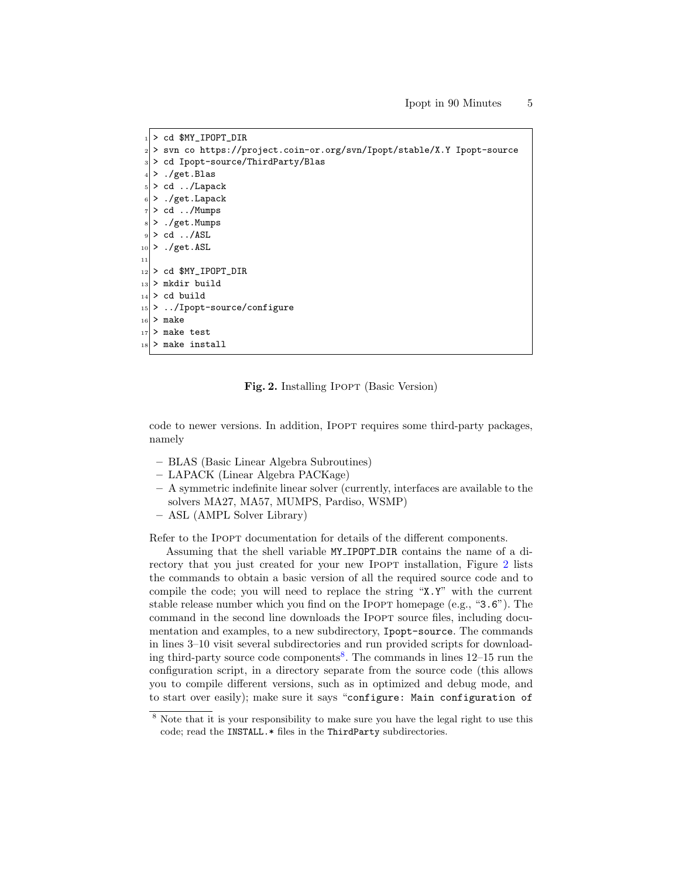```
> cd $MY_IPOPT_DIR
> svn co https://project.coin-or.org/svn/Ipopt/stable/X.Y Ipopt-source
> cd Ipopt-source/ThirdParty/Blas
> ./get.Blas
> cd ../Lapack
> ./get.Lapack
> cd ../Mumps
> ./get.Mumps
> cd ../ASL
> ./get.ASL

> cd $MY_IPOPT_DIR
> mkdir build
> cd build
> ../Ipopt-source/configure
> make
> make test
> make install
```

**Fig. 2.** Installing IPOPT (Basic Version)

code to newer versions. In addition, IPOPT requires some third-party packages, namely

- BLAS (Basic Linear Algebra Subroutines)
- LAPACK (Linear Algebra PACKage)
- A symmetric indefinite linear solver (currently, interfaces are available to the solvers MA27, MA57, MUMPS, Pardiso, WSMP)
- ASL (AMPL Solver Library)

Refer to the IPOPT documentation for details of the different components.

Assuming that the shell variable `MY_IPOPT_DIR` contains the name of a directory that you just created for your new IPOPT installation, Figure 2 lists the commands to obtain a basic version of all the required source code and to compile the code; you will need to replace the string "`X.Y`" with the current stable release number which you find on the IPOPT homepage (e.g., "`3.6`"). The command in the second line downloads the IPOPT source files, including documentation and examples, to a new subdirectory, `Ipopt-source`. The commands in lines 3–10 visit several subdirectories and run provided scripts for downloading third-party source code components[8]. The commands in lines 12–15 run the configuration script, in a directory separate from the source code (this allows you to compile different versions, such as in optimized and debug mode, and to start over easily); make sure it says "`configure: Main configuration of`

[8] Note that it is your responsibility to make sure you have the legal right to use this code; read the `INSTALL.*` files in the `ThirdParty` subdirectories.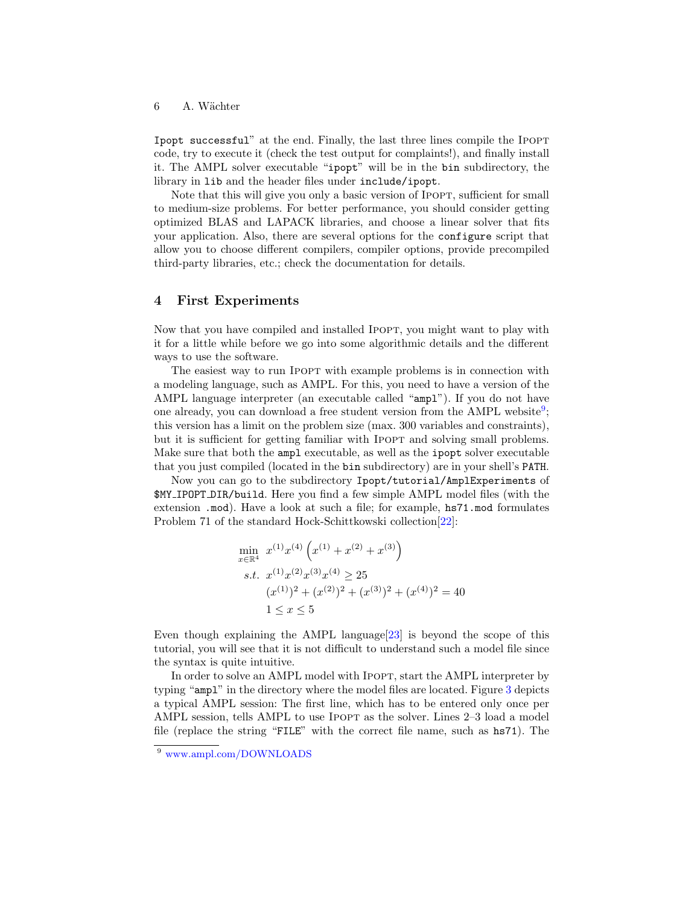Ipopt successful" at the end. Finally, the last three lines compile the IPOPT code, try to execute it (check the test output for complaints!), and finally install it. The AMPL solver executable "ipopt" will be in the bin subdirectory, the library in lib and the header files under include/ipopt.

Note that this will give you only a basic version of IPOPT, sufficient for small to medium-size problems. For better performance, you should consider getting optimized BLAS and LAPACK libraries, and choose a linear solver that fits your application. Also, there are several options for the configure script that allow you to choose different compilers, compiler options, provide precompiled third-party libraries, etc.; check the documentation for details.

## 4 First Experiments

Now that you have compiled and installed IPOPT, you might want to play with it for a little while before we go into some algorithmic details and the different ways to use the software.

The easiest way to run IPOPT with example problems is in connection with a modeling language, such as AMPL. For this, you need to have a version of the AMPL language interpreter (an executable called "ampl"). If you do not have one already, you can download a free student version from the AMPL website[9]; this version has a limit on the problem size (max. 300 variables and constraints), but it is sufficient for getting familiar with IPOPT and solving small problems. Make sure that both the ampl executable, as well as the ipopt solver executable that you just compiled (located in the bin subdirectory) are in your shell's PATH.

Now you can go to the subdirectory Ipopt/tutorial/AmplExperiments of $MY_IPOPT_DIR/build. Here you find a few simple AMPL model files (with the extension .mod). Have a look at such a file; for example, hs71.mod formulates Problem 71 of the standard Hock-Schittkowski collection[22]:

$$
\begin{aligned}
\min_{x\in\mathbb{R}^4} \quad & x^{(1)}x^{(4)}\left(x^{(1)}+x^{(2)}+x^{(3)}\right)\\
s.t. \quad & x^{(1)}x^{(2)}x^{(3)}x^{(4)} \geq 25\\
& (x^{(1)})^2+(x^{(2)})^2+(x^{(3)})^2+(x^{(4)})^2 = 40\\
& 1 \leq x \leq 5
\end{aligned}
$$

Even though explaining the AMPL language[23] is beyond the scope of this tutorial, you will see that it is not difficult to understand such a model file since the syntax is quite intuitive.

In order to solve an AMPL model with IPOPT, start the AMPL interpreter by typing "ampl" in the directory where the model files are located. Figure 3 depicts a typical AMPL session: The first line, which has to be entered only once per AMPL session, tells AMPL to use IPOPT as the solver. Lines 2–3 load a model file (replace the string "FILE" with the correct file name, such as hs71). The

[9] www.ampl.com/DOWNLOADS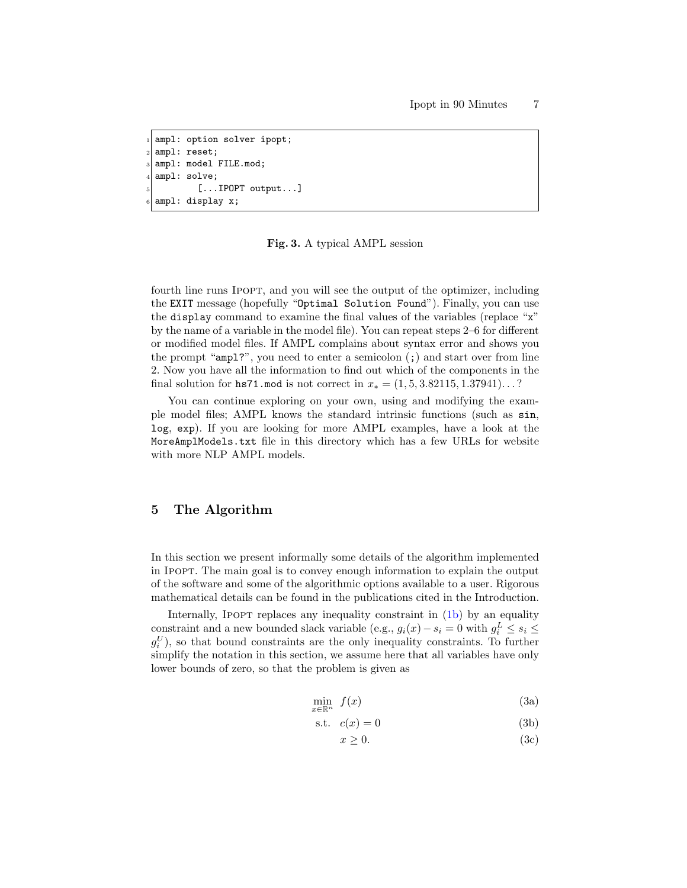```
ampl: option solver ipopt;
ampl: reset;
ampl: model FILE.mod;
ampl: solve;
        [...IPOPT output...]
ampl: display x;
```

**Fig. 3.** A typical AMPL session

fourth line runs IPOPT, and you will see the output of the optimizer, including the `EXIT` message (hopefully "`Optimal Solution Found`"). Finally, you can use the `display` command to examine the final values of the variables (replace "`x`" by the name of a variable in the model file). You can repeat steps 2–6 for different or modified model files. If AMPL complains about syntax error and shows you the prompt "`ampl?`", you need to enter a semicolon (`;`) and start over from line 2. Now you have all the information to find out which of the components in the final solution for `hs71.mod` is not correct in $x_* = (1, 5, 3.82115, 1.37941)$...?

You can continue exploring on your own, using and modifying the example model files; AMPL knows the standard intrinsic functions (such as `sin`, `log`, `exp`). If you are looking for more AMPL examples, have a look at the `MoreAmplModels.txt` file in this directory which has a few URLs for website with more NLP AMPL models.

## 5 The Algorithm

In this section we present informally some details of the algorithm implemented in IPOPT. The main goal is to convey enough information to explain the output of the software and some of the algorithmic options available to a user. Rigorous mathematical details can be found in the publications cited in the Introduction.

Internally, IPOPT replaces any inequality constraint in (1b) by an equality constraint and a new bounded slack variable (e.g., $g_i(x) - s_i = 0$ with $g_i^L \leq s_i \leq g_i^U$), so that bound constraints are the only inequality constraints. To further simplify the notation in this section, we assume here that all variables have only lower bounds of zero, so that the problem is given as

$$\min_{x \in \mathbb{R}^n} \quad f(x) \tag{3a}$$

$$\text{s.t.} \quad c(x) = 0 \tag{3b}$$

$$x \geq 0. \tag{3c}$$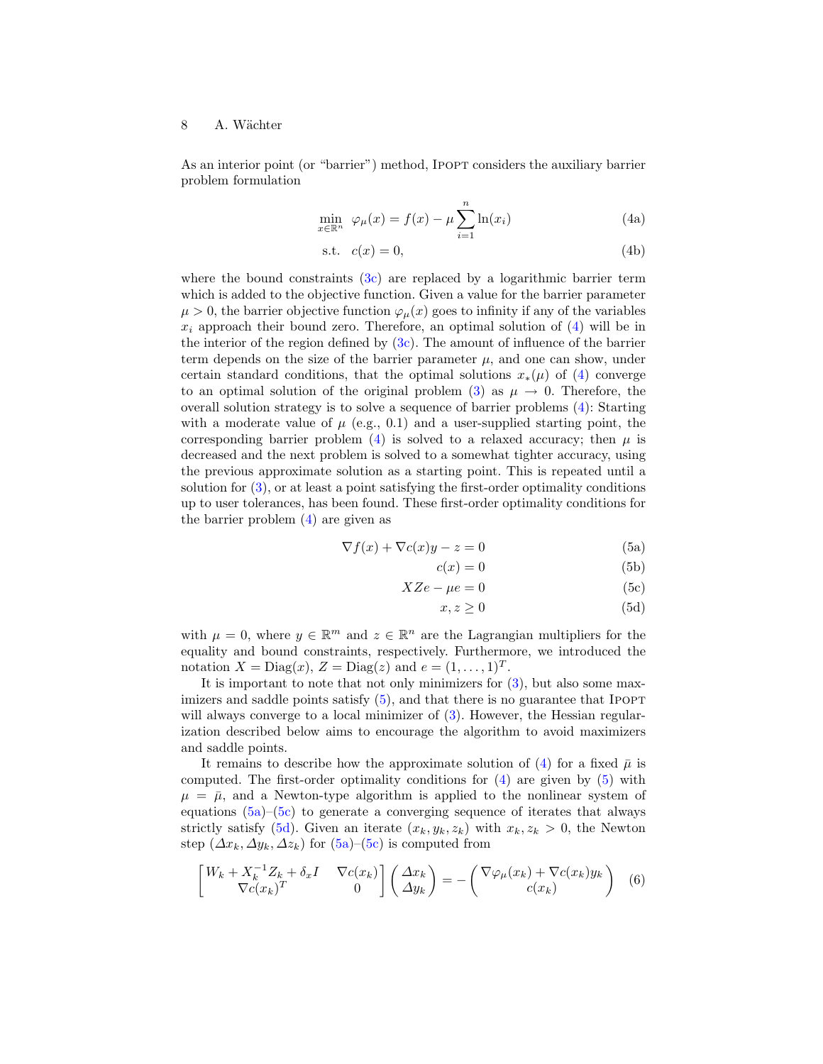As an interior point (or "barrier") method, IPOPT considers the auxiliary barrier problem formulation

$$\min_{x \in \mathbb{R}^n} \quad \varphi_\mu(x) = f(x) - \mu \sum_{i=1}^{n} \ln(x_i) \tag{4a}$$

$$\text{s.t.} \quad c(x) = 0, \tag{4b}$$

where the bound constraints (3c) are replaced by a logarithmic barrier term which is added to the objective function. Given a value for the barrier parameter $\mu > 0$, the barrier objective function $\varphi_\mu(x)$ goes to infinity if any of the variables $x_i$ approach their bound zero. Therefore, an optimal solution of (4) will be in the interior of the region defined by (3c). The amount of influence of the barrier term depends on the size of the barrier parameter $\mu$, and one can show, under certain standard conditions, that the optimal solutions $x_*(\mu)$ of (4) converge to an optimal solution of the original problem (3) as $\mu \to 0$. Therefore, the overall solution strategy is to solve a sequence of barrier problems (4): Starting with a moderate value of $\mu$ (e.g., 0.1) and a user-supplied starting point, the corresponding barrier problem (4) is solved to a relaxed accuracy; then $\mu$ is decreased and the next problem is solved to a somewhat tighter accuracy, using the previous approximate solution as a starting point. This is repeated until a solution for (3), or at least a point satisfying the first-order optimality conditions up to user tolerances, has been found. These first-order optimality conditions for the barrier problem (4) are given as

$$\nabla f(x) + \nabla c(x) y - z = 0 \tag{5a}$$

$$c(x) = 0 \tag{5b}$$

$$XZe - \mu e = 0 \tag{5c}$$

$$x, z \geq 0 \tag{5d}$$

with $\mu = 0$, where $y \in \mathbb{R}^m$ and $z \in \mathbb{R}^n$ are the Lagrangian multipliers for the equality and bound constraints, respectively. Furthermore, we introduced the notation $X = \text{Diag}(x)$, $Z = \text{Diag}(z)$ and $e = (1, \ldots, 1)^T$.

It is important to note that not only minimizers for (3), but also some maximizers and saddle points satisfy (5), and that there is no guarantee that IPOPT will always converge to a local minimizer of (3). However, the Hessian regularization described below aims to encourage the algorithm to avoid maximizers and saddle points.

It remains to describe how the approximate solution of (4) for a fixed $\bar{\mu}$ is computed. The first-order optimality conditions for (4) are given by (5) with $\mu = \bar{\mu}$, and a Newton-type algorithm is applied to the nonlinear system of equations (5a)–(5c) to generate a converging sequence of iterates that always strictly satisfy (5d). Given an iterate $(x_k, y_k, z_k)$ with $x_k, z_k > 0$, the Newton step $(\Delta x_k, \Delta y_k, \Delta z_k)$ for (5a)–(5c) is computed from

$$\begin{bmatrix} W_k + X_k^{-1} Z_k + \delta_x I & \nabla c(x_k) \\ \nabla c(x_k)^T & 0 \end{bmatrix} \begin{pmatrix} \Delta x_k \\ \Delta y_k \end{pmatrix} = - \begin{pmatrix} \nabla \varphi_\mu(x_k) + \nabla c(x_k) y_k \\ c(x_k) \end{pmatrix} \tag{6}$$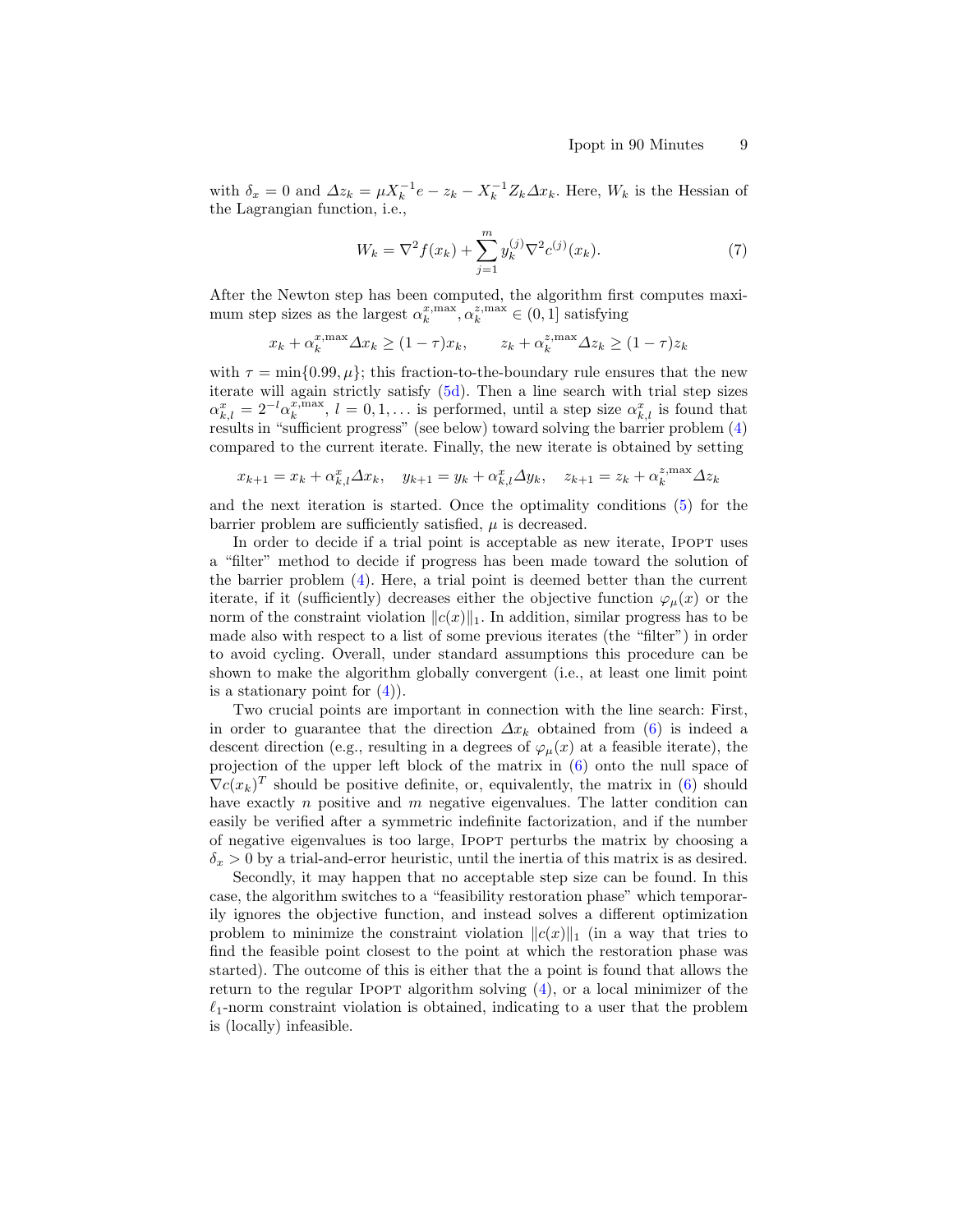with $\delta_x = 0$ and $\Delta z_k = \mu X_k^{-1} e - z_k - X_k^{-1} Z_k \Delta x_k$. Here, $W_k$ is the Hessian of the Lagrangian function, i.e.,

$$W_k = \nabla^2 f(x_k) + \sum_{j=1}^{m} y_k^{(j)} \nabla^2 c^{(j)}(x_k). \tag{7}$$

After the Newton step has been computed, the algorithm first computes maximum step sizes as the largest $\alpha_k^{x,\max}, \alpha_k^{z,\max} \in (0,1]$ satisfying

$$x_k + \alpha_k^{x,\max} \Delta x_k \geq (1-\tau) x_k, \qquad z_k + \alpha_k^{z,\max} \Delta z_k \geq (1-\tau) z_k$$

with $\tau = \min\{0.99, \mu\}$; this fraction-to-the-boundary rule ensures that the new iterate will again strictly satisfy (5d). Then a line search with trial step sizes $\alpha_{k,l}^x = 2^{-l} \alpha_k^{x,\max}$, $l = 0, 1, \ldots$ is performed, until a step size $\alpha_{k,l}^x$ is found that results in "sufficient progress" (see below) toward solving the barrier problem (4) compared to the current iterate. Finally, the new iterate is obtained by setting

$$x_{k+1} = x_k + \alpha_{k,l}^x \Delta x_k, \quad y_{k+1} = y_k + \alpha_{k,l}^x \Delta y_k, \quad z_{k+1} = z_k + \alpha_k^{z,\max} \Delta z_k$$

and the next iteration is started. Once the optimality conditions (5) for the barrier problem are sufficiently satisfied, $\mu$ is decreased.

In order to decide if a trial point is acceptable as new iterate, Ipopt uses a "filter" method to decide if progress has been made toward the solution of the barrier problem (4). Here, a trial point is deemed better than the current iterate, if it (sufficiently) decreases either the objective function $\varphi_\mu(x)$ or the norm of the constraint violation $\|c(x)\|_1$. In addition, similar progress has to be made also with respect to a list of some previous iterates (the "filter") in order to avoid cycling. Overall, under standard assumptions this procedure can be shown to make the algorithm globally convergent (i.e., at least one limit point is a stationary point for (4)).

Two crucial points are important in connection with the line search: First, in order to guarantee that the direction $\Delta x_k$ obtained from (6) is indeed a descent direction (e.g., resulting in a degrees of $\varphi_\mu(x)$ at a feasible iterate), the projection of the upper left block of the matrix in (6) onto the null space of $\nabla c(x_k)^T$ should be positive definite, or, equivalently, the matrix in (6) should have exactly $n$ positive and $m$ negative eigenvalues. The latter condition can easily be verified after a symmetric indefinite factorization, and if the number of negative eigenvalues is too large, Ipopt perturbs the matrix by choosing a $\delta_x > 0$ by a trial-and-error heuristic, until the inertia of this matrix is as desired.

Secondly, it may happen that no acceptable step size can be found. In this case, the algorithm switches to a "feasibility restoration phase" which temporarily ignores the objective function, and instead solves a different optimization problem to minimize the constraint violation $\|c(x)\|_1$ (in a way that tries to find the feasible point closest to the point at which the restoration phase was started). The outcome of this is either that the a point is found that allows the return to the regular Ipopt algorithm solving (4), or a local minimizer of the $\ell_1$-norm constraint violation is obtained, indicating to a user that the problem is (locally) infeasible.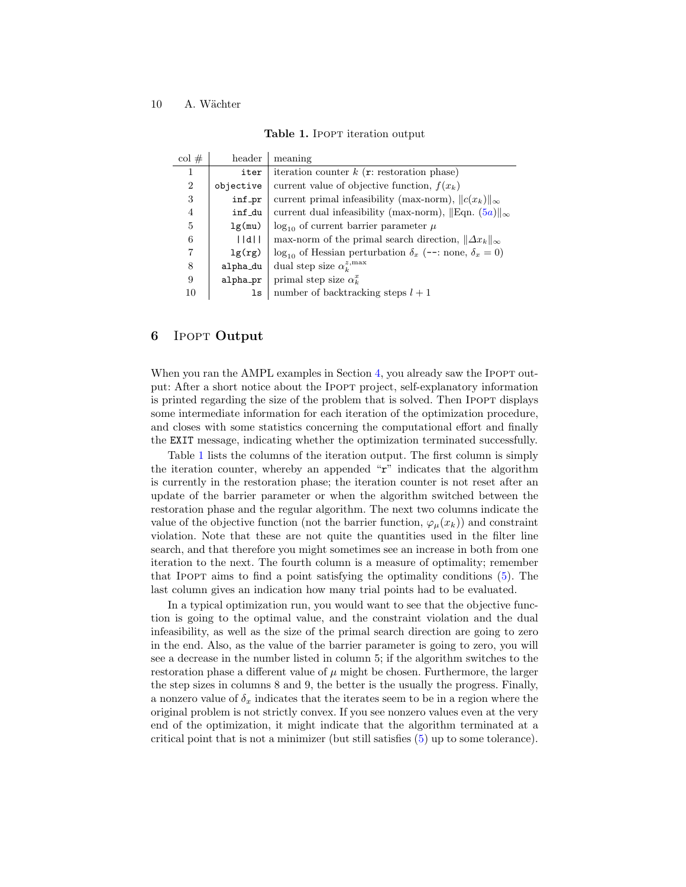**Table 1.** IPOPT iteration output

| col # | header | meaning |
|---|---|---|
| 1 | `iter` | iteration counter $k$ (`r`: restoration phase) |
| 2 | `objective` | current value of objective function, $f(x_k)$ |
| 3 | `inf_pr` | current primal infeasibility (max-norm), $\|c(x_k)\|_\infty$ |
| 4 | `inf_du` | current dual infeasibility (max-norm), $\|$Eqn. (5a)$\|_\infty$ |
| 5 | `lg(mu)` | $\log_{10}$ of current barrier parameter $\mu$ |
| 6 | `||d||` | max-norm of the primal search direction, $\|\Delta x_k\|_\infty$ |
| 7 | `lg(rg)` | $\log_{10}$ of Hessian perturbation $\delta_x$ (`--`: none, $\delta_x = 0$) |
| 8 | `alpha_du` | dual step size $\alpha_k^{z,\max}$ |
| 9 | `alpha_pr` | primal step size $\alpha_k^x$ |
| 10 | `ls` | number of backtracking steps $l + 1$ |

## 6 IPOPT Output

When you ran the AMPL examples in Section 4, you already saw the IPOPT output: After a short notice about the IPOPT project, self-explanatory information is printed regarding the size of the problem that is solved. Then IPOPT displays some intermediate information for each iteration of the optimization procedure, and closes with some statistics concerning the computational effort and finally the `EXIT` message, indicating whether the optimization terminated successfully.

Table 1 lists the columns of the iteration output. The first column is simply the iteration counter, whereby an appended "`r`" indicates that the algorithm is currently in the restoration phase; the iteration counter is not reset after an update of the barrier parameter or when the algorithm switched between the restoration phase and the regular algorithm. The next two columns indicate the value of the objective function (not the barrier function, $\varphi_\mu(x_k)$) and constraint violation. Note that these are not quite the quantities used in the filter line search, and that therefore you might sometimes see an increase in both from one iteration to the next. The fourth column is a measure of optimality; remember that IPOPT aims to find a point satisfying the optimality conditions (5). The last column gives an indication how many trial points had to be evaluated.

In a typical optimization run, you would want to see that the objective function is going to the optimal value, and the constraint violation and the dual infeasibility, as well as the size of the primal search direction are going to zero in the end. Also, as the value of the barrier parameter is going to zero, you will see a decrease in the number listed in column 5; if the algorithm switches to the restoration phase a different value of $\mu$ might be chosen. Furthermore, the larger the step sizes in columns 8 and 9, the better is the usually the progress. Finally, a nonzero value of $\delta_x$ indicates that the iterates seem to be in a region where the original problem is not strictly convex. If you see nonzero values even at the very end of the optimization, it might indicate that the algorithm terminated at a critical point that is not a minimizer (but still satisfies (5) up to some tolerance).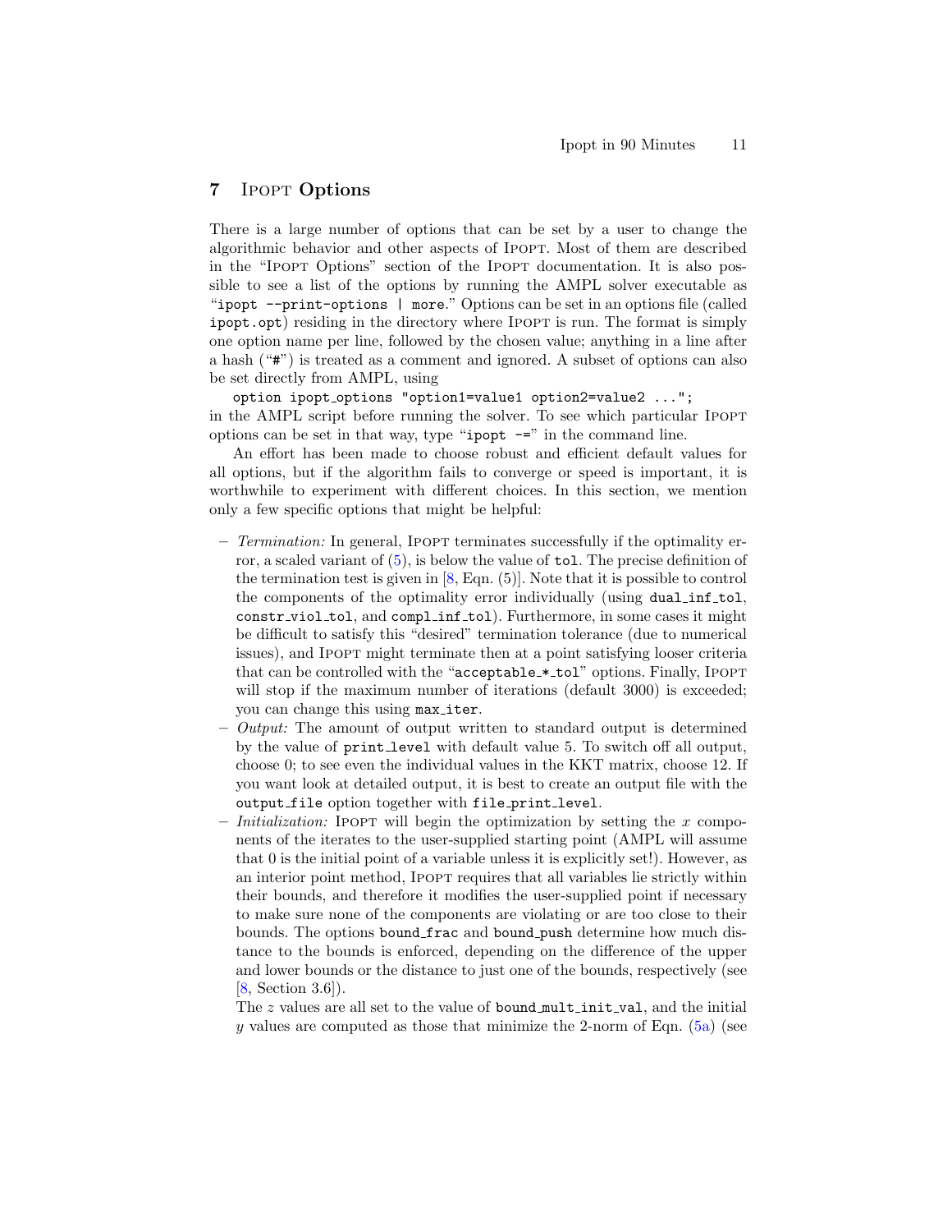## 7 Ipopt Options

There is a large number of options that can be set by a user to change the algorithmic behavior and other aspects of Ipopt. Most of them are described in the "Ipopt Options" section of the Ipopt documentation. It is also possible to see a list of the options by running the AMPL solver executable as "`ipopt --print-options | more`." Options can be set in an options file (called `ipopt.opt`) residing in the directory where Ipopt is run. The format is simply one option name per line, followed by the chosen value; anything in a line after a hash ("#") is treated as a comment and ignored. A subset of options can also be set directly from AMPL, using

```
option ipopt_options "option1=value1 option2=value2 ...";
```

in the AMPL script before running the solver. To see which particular Ipopt options can be set in that way, type "`ipopt -=`" in the command line.

An effort has been made to choose robust and efficient default values for all options, but if the algorithm fails to converge or speed is important, it is worthwhile to experiment with different choices. In this section, we mention only a few specific options that might be helpful:

- *Termination:* In general, Ipopt terminates successfully if the optimality error, a scaled variant of (5), is below the value of `tol`. The precise definition of the termination test is given in [8, Eqn. (5)]. Note that it is possible to control the components of the optimality error individually (using `dual_inf_tol`, `constr_viol_tol`, and `compl_inf_tol`). Furthermore, in some cases it might be difficult to satisfy this "desired" termination tolerance (due to numerical issues), and Ipopt might terminate then at a point satisfying looser criteria that can be controlled with the "`acceptable_*_tol`" options. Finally, Ipopt will stop if the maximum number of iterations (default 3000) is exceeded; you can change this using `max_iter`.
- *Output:* The amount of output written to standard output is determined by the value of `print_level` with default value 5. To switch off all output, choose 0; to see even the individual values in the KKT matrix, choose 12. If you want look at detailed output, it is best to create an output file with the `output_file` option together with `file_print_level`.
- *Initialization:* Ipopt will begin the optimization by setting the $x$ components of the iterates to the user-supplied starting point (AMPL will assume that 0 is the initial point of a variable unless it is explicitly set!). However, as an interior point method, Ipopt requires that all variables lie strictly within their bounds, and therefore it modifies the user-supplied point if necessary to make sure none of the components are violating or are too close to their bounds. The options `bound_frac` and `bound_push` determine how much distance to the bounds is enforced, depending on the difference of the upper and lower bounds or the distance to just one of the bounds, respectively (see [8, Section 3.6]).

  The $z$ values are all set to the value of `bound_mult_init_val`, and the initial $y$ values are computed as those that minimize the 2-norm of Eqn. (5a) (see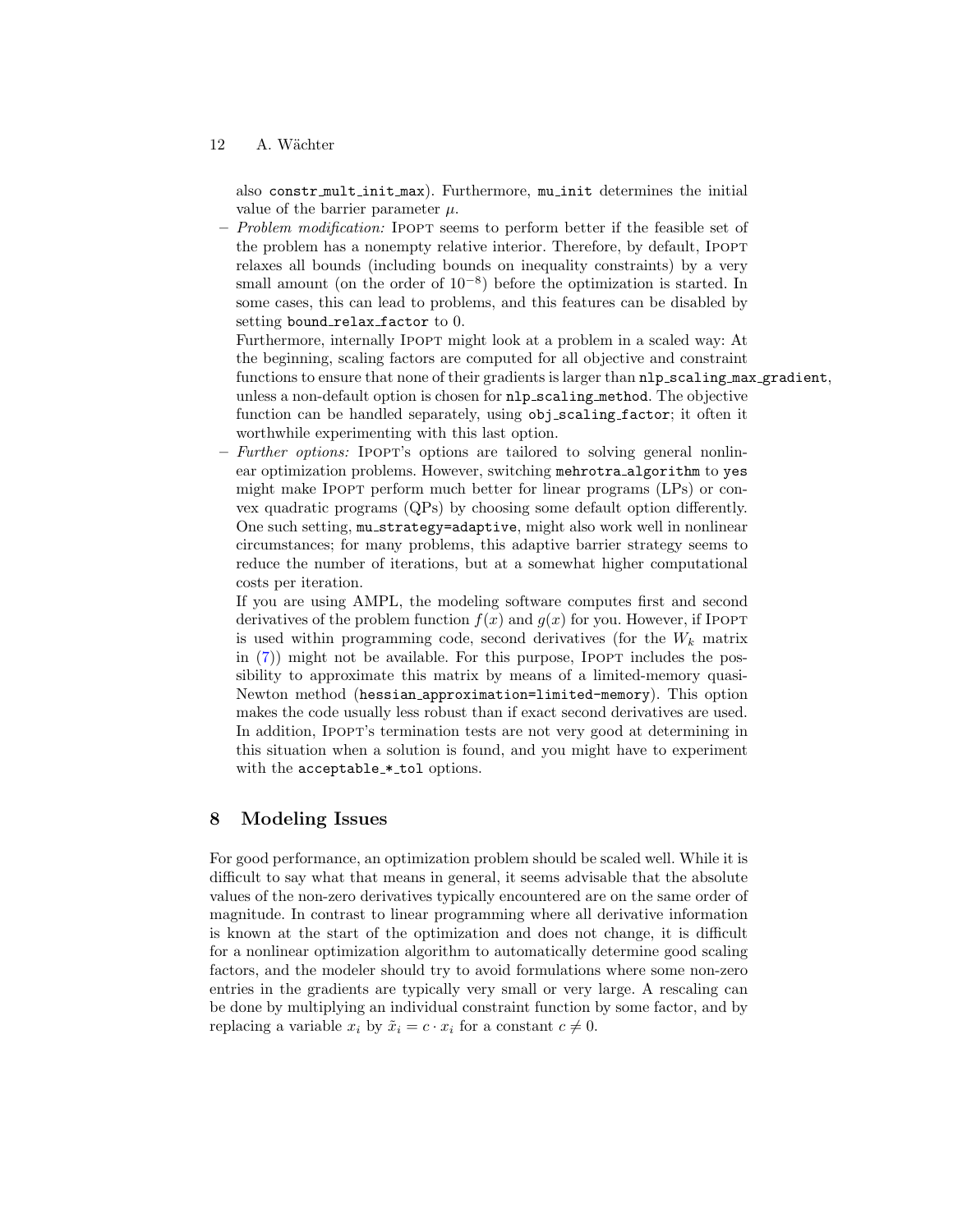also `constr_mult_init_max`). Furthermore, `mu_init` determines the initial value of the barrier parameter $\mu$.

- *Problem modification:* IPOPT seems to perform better if the feasible set of the problem has a nonempty relative interior. Therefore, by default, IPOPT relaxes all bounds (including bounds on inequality constraints) by a very small amount (on the order of $10^{-8}$) before the optimization is started. In some cases, this can lead to problems, and this features can be disabled by setting `bound_relax_factor` to 0.
  Furthermore, internally IPOPT might look at a problem in a scaled way: At the beginning, scaling factors are computed for all objective and constraint functions to ensure that none of their gradients is larger than `nlp_scaling_max_gradient`, unless a non-default option is chosen for `nlp_scaling_method`. The objective function can be handled separately, using `obj_scaling_factor`; it often it worthwhile experimenting with this last option.
- *Further options:* IPOPT's options are tailored to solving general nonlinear optimization problems. However, switching `mehrotra_algorithm` to `yes` might make IPOPT perform much better for linear programs (LPs) or convex quadratic programs (QPs) by choosing some default option differently. One such setting, `mu_strategy=adaptive`, might also work well in nonlinear circumstances; for many problems, this adaptive barrier strategy seems to reduce the number of iterations, but at a somewhat higher computational costs per iteration.
  If you are using AMPL, the modeling software computes first and second derivatives of the problem function $f(x)$ and $g(x)$ for you. However, if IPOPT is used within programming code, second derivatives (for the $W_k$ matrix in (7)) might not be available. For this purpose, IPOPT includes the possibility to approximate this matrix by means of a limited-memory quasi-Newton method (`hessian_approximation=limited-memory`). This option makes the code usually less robust than if exact second derivatives are used. In addition, IPOPT's termination tests are not very good at determining in this situation when a solution is found, and you might have to experiment with the `acceptable_*_tol` options.

## 8 Modeling Issues

For good performance, an optimization problem should be scaled well. While it is difficult to say what that means in general, it seems advisable that the absolute values of the non-zero derivatives typically encountered are on the same order of magnitude. In contrast to linear programming where all derivative information is known at the start of the optimization and does not change, it is difficult for a nonlinear optimization algorithm to automatically determine good scaling factors, and the modeler should try to avoid formulations where some non-zero entries in the gradients are typically very small or very large. A rescaling can be done by multiplying an individual constraint function by some factor, and by replacing a variable $x_i$ by $\tilde{x}_i = c \cdot x_i$ for a constant $c \neq 0$.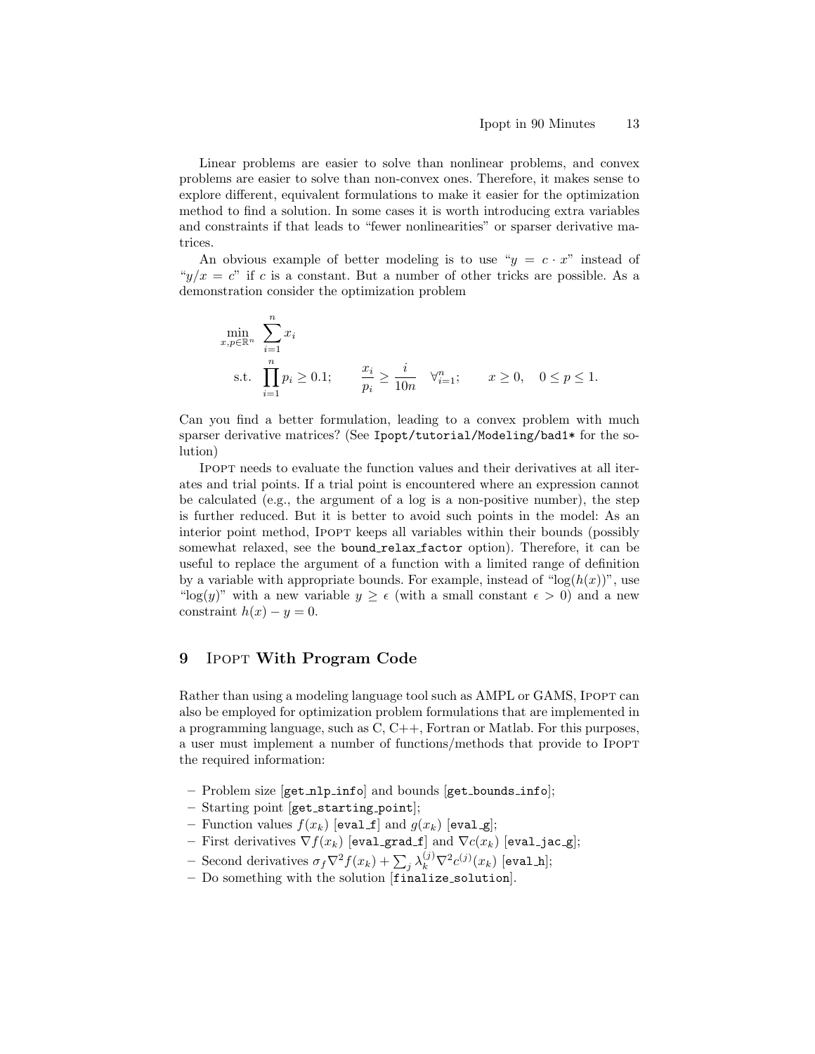Linear problems are easier to solve than nonlinear problems, and convex problems are easier to solve than non-convex ones. Therefore, it makes sense to explore different, equivalent formulations to make it easier for the optimization method to find a solution. In some cases it is worth introducing extra variables and constraints if that leads to "fewer nonlinearities" or sparser derivative matrices.

An obvious example of better modeling is to use "$y = c \cdot x$" instead of "$y/x = c$" if $c$ is a constant. But a number of other tricks are possible. As a demonstration consider the optimization problem

$$\min_{x,p \in \mathbb{R}^n} \quad \sum_{i=1}^{n} x_i$$
$$\text{s.t.} \quad \prod_{i=1}^{n} p_i \geq 0.1; \qquad \frac{x_i}{p_i} \geq \frac{i}{10n} \quad \forall_{i=1}^{n}; \qquad x \geq 0, \quad 0 \leq p \leq 1.$$

Can you find a better formulation, leading to a convex problem with much sparser derivative matrices? (See `Ipopt/tutorial/Modeling/bad1*` for the solution)

Ipopt needs to evaluate the function values and their derivatives at all iterates and trial points. If a trial point is encountered where an expression cannot be calculated (e.g., the argument of a log is a non-positive number), the step is further reduced. But it is better to avoid such points in the model: As an interior point method, Ipopt keeps all variables within their bounds (possibly somewhat relaxed, see the `bound_relax_factor` option). Therefore, it can be useful to replace the argument of a function with a limited range of definition by a variable with appropriate bounds. For example, instead of "$\log(h(x))$", use "$\log(y)$" with a new variable $y \geq \epsilon$ (with a small constant $\epsilon > 0$) and a new constraint $h(x) - y = 0$.

## 9 Ipopt With Program Code

Rather than using a modeling language tool such as AMPL or GAMS, Ipopt can also be employed for optimization problem formulations that are implemented in a programming language, such as C, C++, Fortran or Matlab. For this purposes, a user must implement a number of functions/methods that provide to Ipopt the required information:

- Problem size [`get_nlp_info`] and bounds [`get_bounds_info`];
- Starting point [`get_starting_point`];
- Function values $f(x_k)$ [`eval_f`] and $g(x_k)$ [`eval_g`];
- First derivatives $\nabla f(x_k)$ [`eval_grad_f`] and $\nabla c(x_k)$ [`eval_jac_g`];
- Second derivatives $\sigma_f \nabla^2 f(x_k) + \sum_j \lambda_k^{(j)} \nabla^2 c^{(j)}(x_k)$ [`eval_h`];
- Do something with the solution [`finalize_solution`].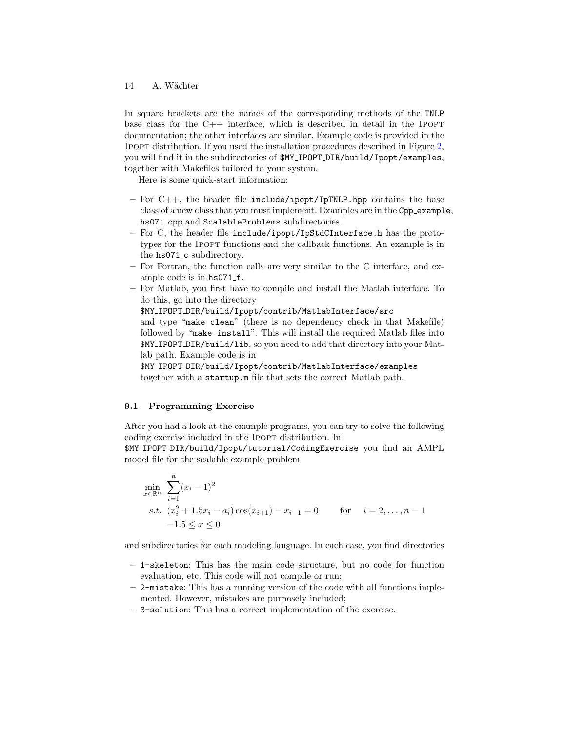In square brackets are the names of the corresponding methods of the TNLP base class for the C++ interface, which is described in detail in the Ipopt documentation; the other interfaces are similar. Example code is provided in the Ipopt distribution. If you used the installation procedures described in Figure 2, you will find it in the subdirectories of `$MY_IPOPT_DIR/build/Ipopt/examples`, together with Makefiles tailored to your system.

Here is some quick-start information:

- For C++, the header file `include/ipopt/IpTNLP.hpp` contains the base class of a new class that you must implement. Examples are in the `Cpp_example`, `hs071_cpp` and `ScalableProblems` subdirectories.
- For C, the header file `include/ipopt/IpStdCInterface.h` has the prototypes for the Ipopt functions and the callback functions. An example is in the `hs071_c` subdirectory.
- For Fortran, the function calls are very similar to the C interface, and example code is in `hs071_f`.
- For Matlab, you first have to compile and install the Matlab interface. To do this, go into the directory `$MY_IPOPT_DIR/build/Ipopt/contrib/MatlabInterface/src` and type "`make clean`" (there is no dependency check in that Makefile) followed by "`make install`". This will install the required Matlab files into `$MY_IPOPT_DIR/build/lib`, so you need to add that directory into your Matlab path. Example code is in `$MY_IPOPT_DIR/build/Ipopt/contrib/MatlabInterface/examples` together with a `startup.m` file that sets the correct Matlab path.

### 9.1 Programming Exercise

After you had a look at the example programs, you can try to solve the following coding exercise included in the Ipopt distribution. In `$MY_IPOPT_DIR/build/Ipopt/tutorial/CodingExercise` you find an AMPL model file for the scalable example problem

$$
\begin{aligned}
\min_{x\in\mathbb{R}^n} \quad & \sum_{i=1}^{n}(x_i - 1)^2 \\
s.t. \quad & (x_i^2 + 1.5x_i - a_i)\cos(x_{i+1}) - x_{i-1} = 0 \qquad \text{for} \quad i = 2,\ldots,n-1 \\
& -1.5 \le x \le 0
\end{aligned}
$$

and subdirectories for each modeling language. In each case, you find directories

- `1-skeleton`: This has the main code structure, but no code for function evaluation, etc. This code will not compile or run;
- `2-mistake`: This has a running version of the code with all functions implemented. However, mistakes are purposely included;
- `3-solution`: This has a correct implementation of the exercise.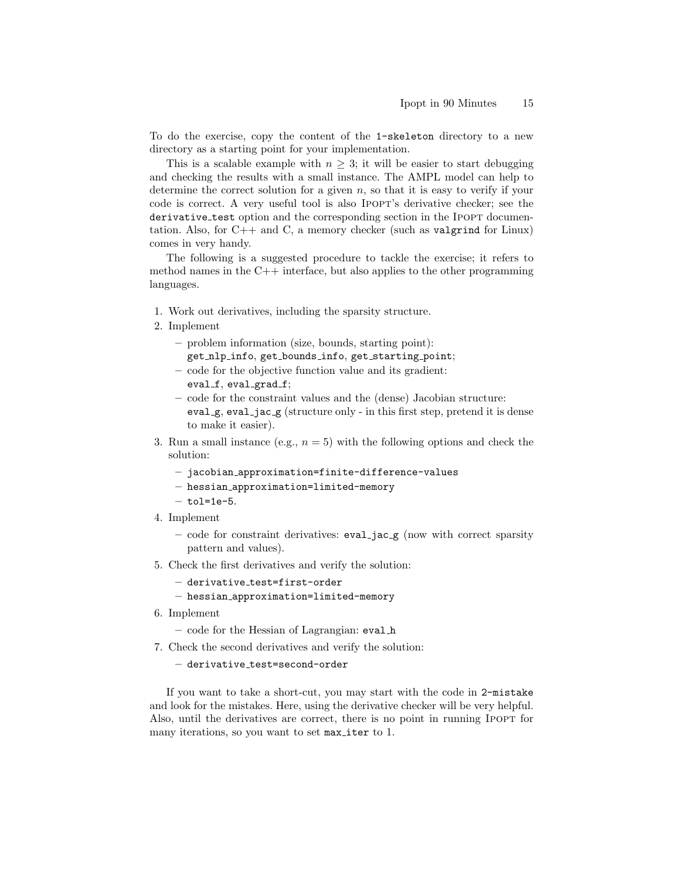To do the exercise, copy the content of the `1-skeleton` directory to a new directory as a starting point for your implementation.

This is a scalable example with $n \geq 3$; it will be easier to start debugging and checking the results with a small instance. The AMPL model can help to determine the correct solution for a given $n$, so that it is easy to verify if your code is correct. A very useful tool is also Ipopt's derivative checker; see the `derivative_test` option and the corresponding section in the Ipopt documentation. Also, for C++ and C, a memory checker (such as `valgrind` for Linux) comes in very handy.

The following is a suggested procedure to tackle the exercise; it refers to method names in the C++ interface, but also applies to the other programming languages.

1. Work out derivatives, including the sparsity structure.
2. Implement
   - problem information (size, bounds, starting point): `get_nlp_info`, `get_bounds_info`, `get_starting_point`;
   - code for the objective function value and its gradient: `eval_f`, `eval_grad_f`;
   - code for the constraint values and the (dense) Jacobian structure: `eval_g`, `eval_jac_g` (structure only - in this first step, pretend it is dense to make it easier).
3. Run a small instance (e.g., $n = 5$) with the following options and check the solution:
   - `jacobian_approximation=finite-difference-values`
   - `hessian_approximation=limited-memory`
   - `tol=1e-5`.
4. Implement
   - code for constraint derivatives: `eval_jac_g` (now with correct sparsity pattern and values).
5. Check the first derivatives and verify the solution:
   - `derivative_test=first-order`
   - `hessian_approximation=limited-memory`
6. Implement
   - code for the Hessian of Lagrangian: `eval_h`
7. Check the second derivatives and verify the solution:
   - `derivative_test=second-order`

If you want to take a short-cut, you may start with the code in `2-mistake` and look for the mistakes. Here, using the derivative checker will be very helpful. Also, until the derivatives are correct, there is no point in running Ipopt for many iterations, so you want to set `max_iter` to 1.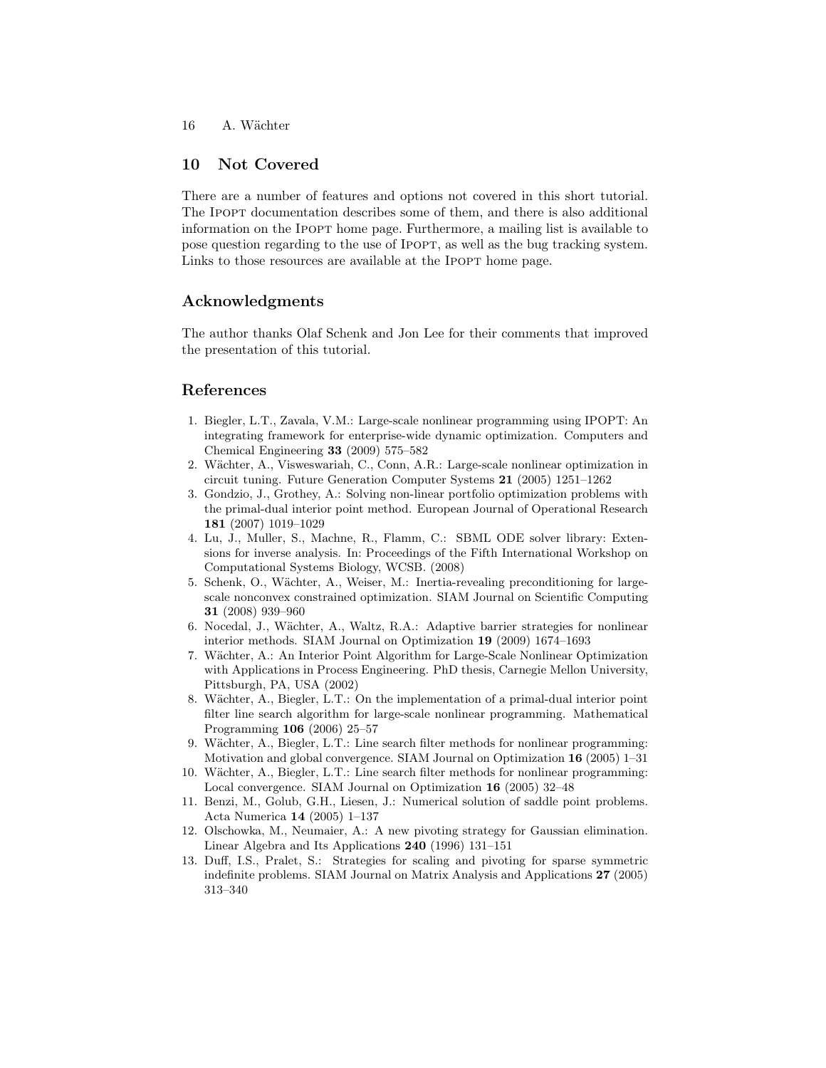## 10 Not Covered

There are a number of features and options not covered in this short tutorial. The Ipopt documentation describes some of them, and there is also additional information on the Ipopt home page. Furthermore, a mailing list is available to pose question regarding to the use of Ipopt, as well as the bug tracking system. Links to those resources are available at the Ipopt home page.

## Acknowledgments

The author thanks Olaf Schenk and Jon Lee for their comments that improved the presentation of this tutorial.

## References

1. Biegler, L.T., Zavala, V.M.: Large-scale nonlinear programming using IPOPT: An integrating framework for enterprise-wide dynamic optimization. Computers and Chemical Engineering **33** (2009) 575–582
2. Wächter, A., Visweswariah, C., Conn, A.R.: Large-scale nonlinear optimization in circuit tuning. Future Generation Computer Systems **21** (2005) 1251–1262
3. Gondzio, J., Grothey, A.: Solving non-linear portfolio optimization problems with the primal-dual interior point method. European Journal of Operational Research **181** (2007) 1019–1029
4. Lu, J., Muller, S., Machne, R., Flamm, C.: SBML ODE solver library: Extensions for inverse analysis. In: Proceedings of the Fifth International Workshop on Computational Systems Biology, WCSB. (2008)
5. Schenk, O., Wächter, A., Weiser, M.: Inertia-revealing preconditioning for large-scale nonconvex constrained optimization. SIAM Journal on Scientific Computing **31** (2008) 939–960
6. Nocedal, J., Wächter, A., Waltz, R.A.: Adaptive barrier strategies for nonlinear interior methods. SIAM Journal on Optimization **19** (2009) 1674–1693
7. Wächter, A.: An Interior Point Algorithm for Large-Scale Nonlinear Optimization with Applications in Process Engineering. PhD thesis, Carnegie Mellon University, Pittsburgh, PA, USA (2002)
8. Wächter, A., Biegler, L.T.: On the implementation of a primal-dual interior point filter line search algorithm for large-scale nonlinear programming. Mathematical Programming **106** (2006) 25–57
9. Wächter, A., Biegler, L.T.: Line search filter methods for nonlinear programming: Motivation and global convergence. SIAM Journal on Optimization **16** (2005) 1–31
10. Wächter, A., Biegler, L.T.: Line search filter methods for nonlinear programming: Local convergence. SIAM Journal on Optimization **16** (2005) 32–48
11. Benzi, M., Golub, G.H., Liesen, J.: Numerical solution of saddle point problems. Acta Numerica **14** (2005) 1–137
12. Olschowka, M., Neumaier, A.: A new pivoting strategy for Gaussian elimination. Linear Algebra and Its Applications **240** (1996) 131–151
13. Duff, I.S., Pralet, S.: Strategies for scaling and pivoting for sparse symmetric indefinite problems. SIAM Journal on Matrix Analysis and Applications **27** (2005) 313–340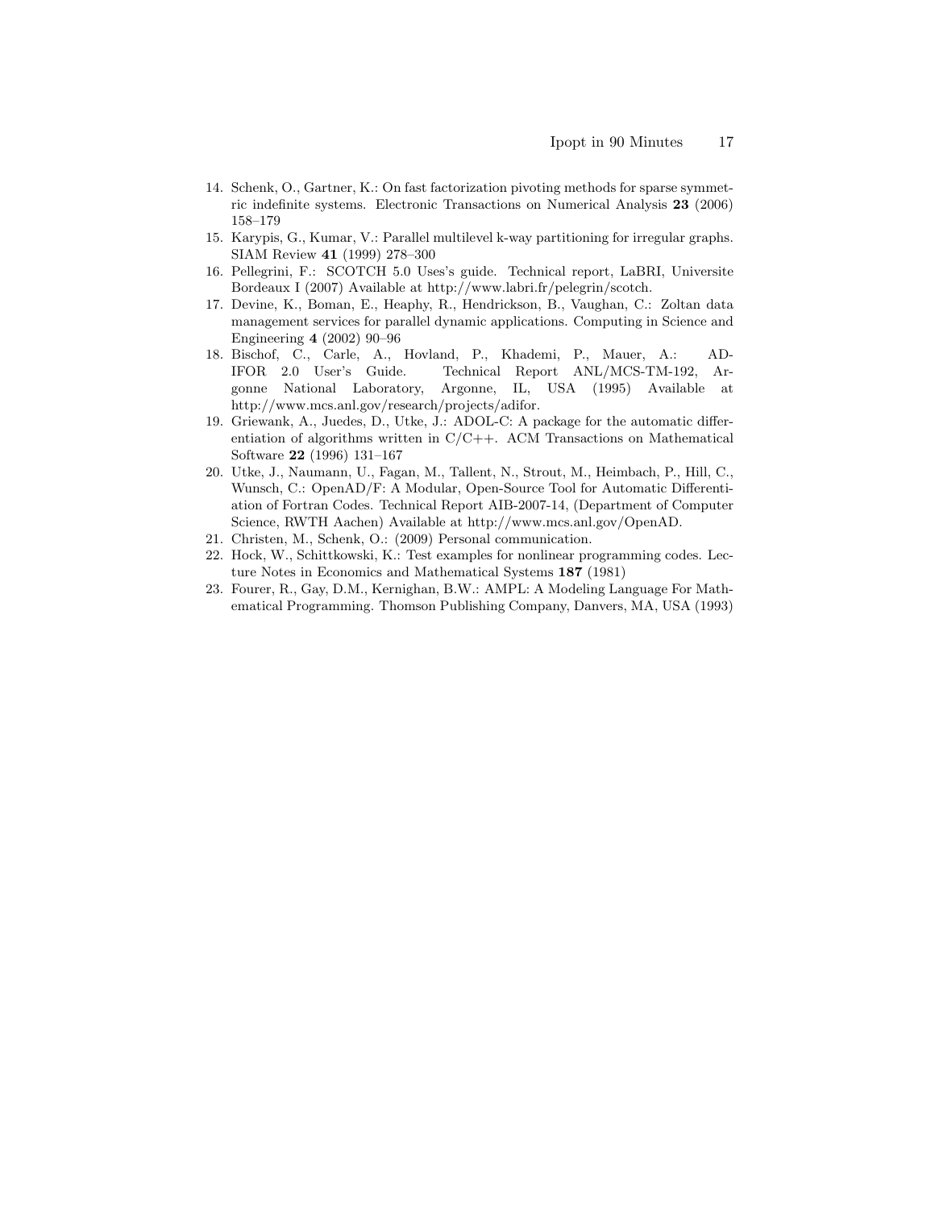14. Schenk, O., Gartner, K.: On fast factorization pivoting methods for sparse symmetric indefinite systems. Electronic Transactions on Numerical Analysis **23** (2006) 158–179
15. Karypis, G., Kumar, V.: Parallel multilevel k-way partitioning for irregular graphs. SIAM Review **41** (1999) 278–300
16. Pellegrini, F.: SCOTCH 5.0 Uses's guide. Technical report, LaBRI, Universite Bordeaux I (2007) Available at http://www.labri.fr/pelegrin/scotch.
17. Devine, K., Boman, E., Heaphy, R., Hendrickson, B., Vaughan, C.: Zoltan data management services for parallel dynamic applications. Computing in Science and Engineering **4** (2002) 90–96
18. Bischof, C., Carle, A., Hovland, P., Khademi, P., Mauer, A.: ADIFOR 2.0 User's Guide. Technical Report ANL/MCS-TM-192, Argonne National Laboratory, Argonne, IL, USA (1995) Available at http://www.mcs.anl.gov/research/projects/adifor.
19. Griewank, A., Juedes, D., Utke, J.: ADOL-C: A package for the automatic differentiation of algorithms written in C/C++. ACM Transactions on Mathematical Software **22** (1996) 131–167
20. Utke, J., Naumann, U., Fagan, M., Tallent, N., Strout, M., Heimbach, P., Hill, C., Wunsch, C.: OpenAD/F: A Modular, Open-Source Tool for Automatic Differentiation of Fortran Codes. Technical Report AIB-2007-14, (Department of Computer Science, RWTH Aachen) Available at http://www.mcs.anl.gov/OpenAD.
21. Christen, M., Schenk, O.: (2009) Personal communication.
22. Hock, W., Schittkowski, K.: Test examples for nonlinear programming codes. Lecture Notes in Economics and Mathematical Systems **187** (1981)
23. Fourer, R., Gay, D.M., Kernighan, B.W.: AMPL: A Modeling Language For Mathematical Programming. Thomson Publishing Company, Danvers, MA, USA (1993)